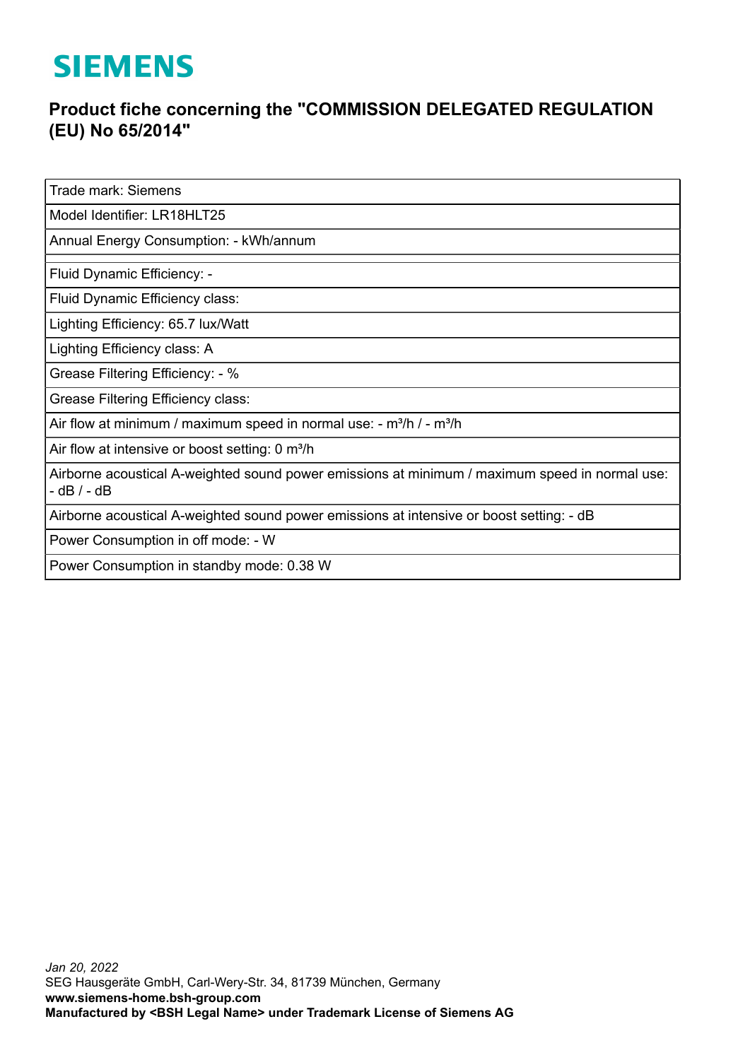# SIEMENS

## Product fiche concerning the "COMMISSION DELEGATED REGULATION (EU) No 65/2014"

| Trade mark: Siemens |
|---|
| Model Identifier: LR18HLT25 |
| Annual Energy Consumption: - kWh/annum |
| Fluid Dynamic Efficiency: - |
| Fluid Dynamic Efficiency class: |
| Lighting Efficiency: 65.7 lux/Watt |
| Lighting Efficiency class: A |
| Grease Filtering Efficiency: - % |
| Grease Filtering Efficiency class: |
| Air flow at minimum / maximum speed in normal use: - m³/h / - m³/h |
| Air flow at intensive or boost setting: 0 m³/h |
| Airborne acoustical A-weighted sound power emissions at minimum / maximum speed in normal use: - dB / - dB |
| Airborne acoustical A-weighted sound power emissions at intensive or boost setting: - dB |
| Power Consumption in off mode: - W |
| Power Consumption in standby mode: 0.38 W |

*Jan 20, 2022*
SEG Hausgeräte GmbH, Carl-Wery-Str. 34, 81739 München, Germany
**www.siemens-home.bsh-group.com**
**Manufactured by <BSH Legal Name> under Trademark License of Siemens AG**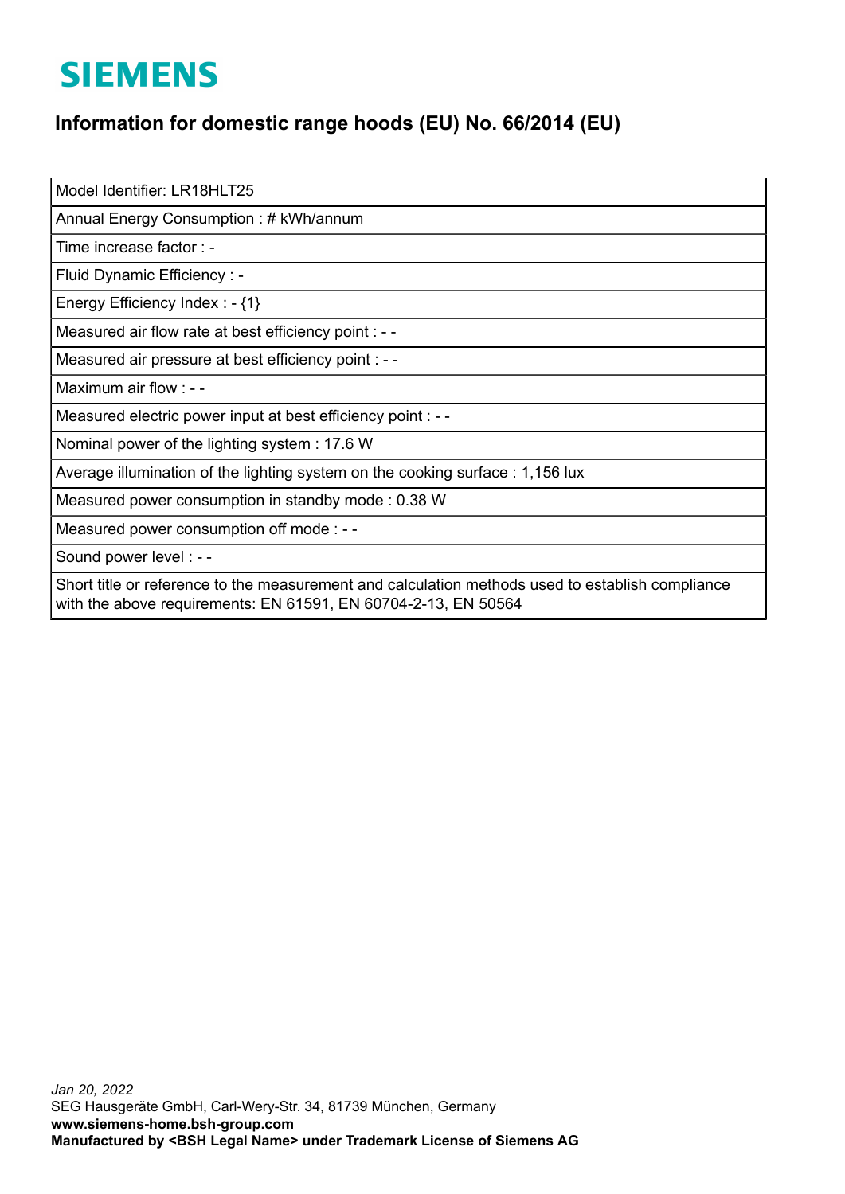# SIEMENS

## Information for domestic range hoods (EU) No. 66/2014 (EU)

| |
|---|
| Model Identifier: LR18HLT25 |
| Annual Energy Consumption : # kWh/annum |
| Time increase factor : - |
| Fluid Dynamic Efficiency : - |
| Energy Efficiency Index : - {1} |
| Measured air flow rate at best efficiency point : - - |
| Measured air pressure at best efficiency point : - - |
| Maximum air flow : - - |
| Measured electric power input at best efficiency point : - - |
| Nominal power of the lighting system : 17.6 W |
| Average illumination of the lighting system on the cooking surface : 1,156 lux |
| Measured power consumption in standby mode : 0.38 W |
| Measured power consumption off mode : - - |
| Sound power level : - - |
| Short title or reference to the measurement and calculation methods used to establish compliance with the above requirements: EN 61591, EN 60704-2-13, EN 50564 |

*Jan 20, 2022*
SEG Hausgeräte GmbH, Carl-Wery-Str. 34, 81739 München, Germany
**www.siemens-home.bsh-group.com**
**Manufactured by <BSH Legal Name> under Trademark License of Siemens AG**